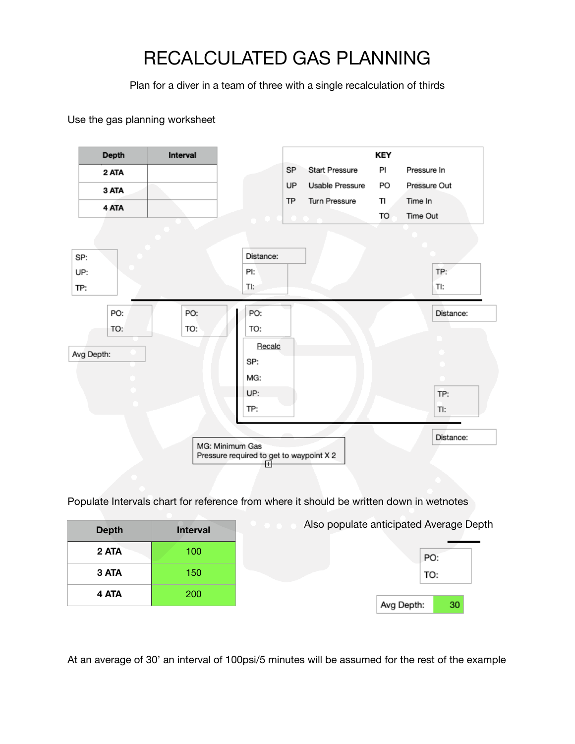# RECALCULATED GAS PLANNING

Plan for a diver in a team of three with a single recalculation of thirds

Use the gas planning worksheet

| Depth | Interval |
|---|---|
| 2 ATA | |
| 3 ATA | |
| 4 ATA | |

**KEY**

| | | | |
|---|---|---|---|
| SP | Start Pressure | PI | Pressure In |
| UP | Usable Pressure | PO | Pressure Out |
| TP | Turn Pressure | TI | Time In |
| | | TO | Time Out |

SP:
UP:
TP:

Distance:
PI:
TI:

TP:
TI:

PO:
TO:

PO:
TO:

PO:
TO:

Distance:

Avg Depth:

Recalc
SP:
MG:
UP:
TP:

TP:
TI:

Distance:

MG: Minimum Gas
Pressure required to get to waypoint X 2

Populate Intervals chart for reference from where it should be written down in wetnotes

| Depth | Interval |
|---|---|
| 2 ATA | 100 |
| 3 ATA | 150 |
| 4 ATA | 200 |

Also populate anticipated Average Depth

PO:
TO:

Avg Depth: 30

At an average of 30' an interval of 100psi/5 minutes will be assumed for the rest of the example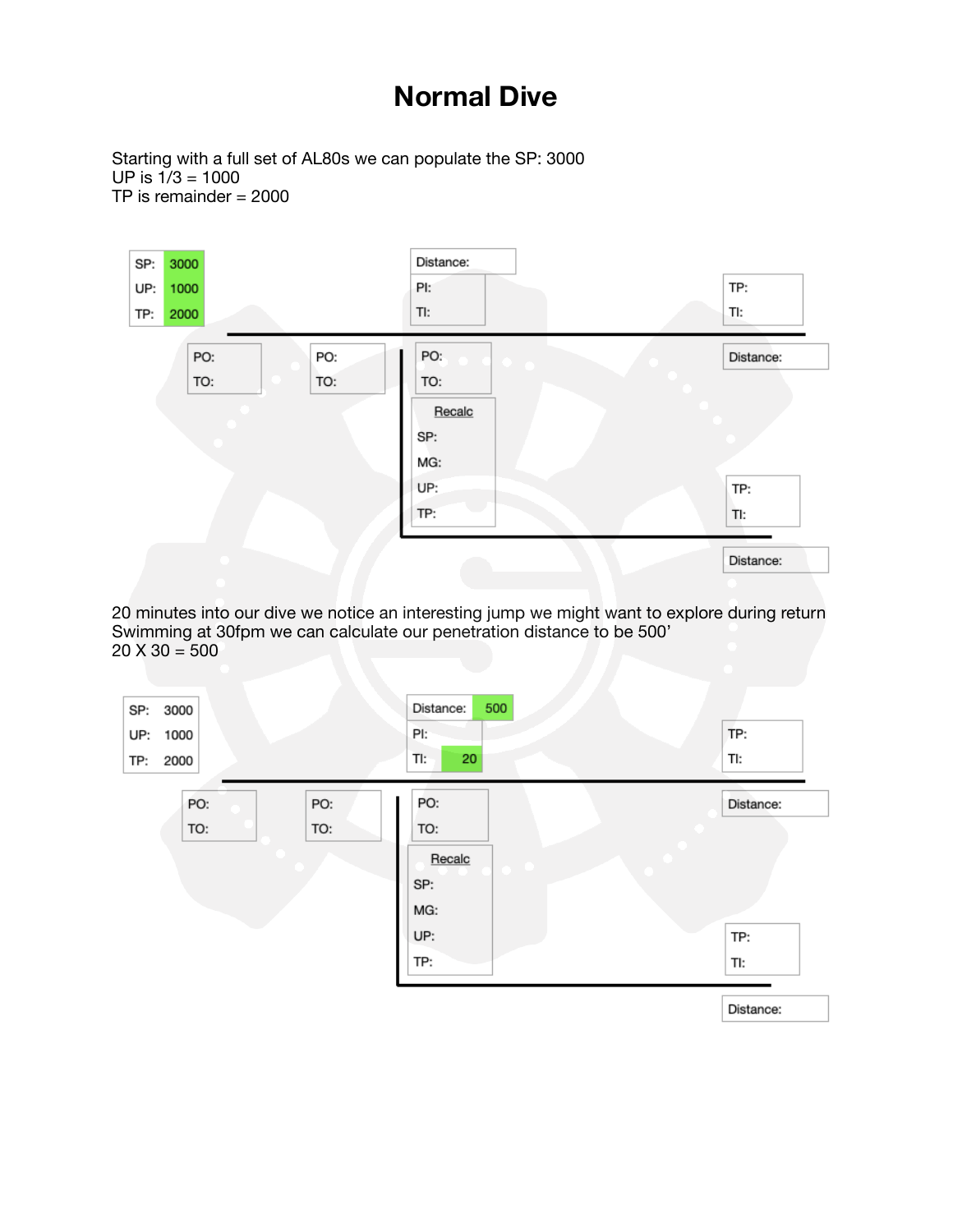# Normal Dive

Starting with a full set of AL80s we can populate the SP: 3000
UP is 1/3 = 1000
TP is remainder = 2000

| | |
|---|---|
| SP: | 3000 |
| UP: | 1000 |
| TP: | 2000 |

Distance:
PI:
TI:

TP:
TI:

PO:
TO:

PO:
TO:

PO:
TO:

Distance:

Recalc
SP:
MG:
UP:
TP:

TP:
TI:

Distance:

20 minutes into our dive we notice an interesting jump we might want to explore during return
Swimming at 30fpm we can calculate our penetration distance to be 500'
20 X 30 = 500

| | |
|---|---|
| SP: | 3000 |
| UP: | 1000 |
| TP: | 2000 |

Distance: 500
PI:
TI: 20

TP:
TI:

PO:
TO:

PO:
TO:

PO:
TO:

Distance:

Recalc
SP:
MG:
UP:
TP:

TP:
TI:

Distance: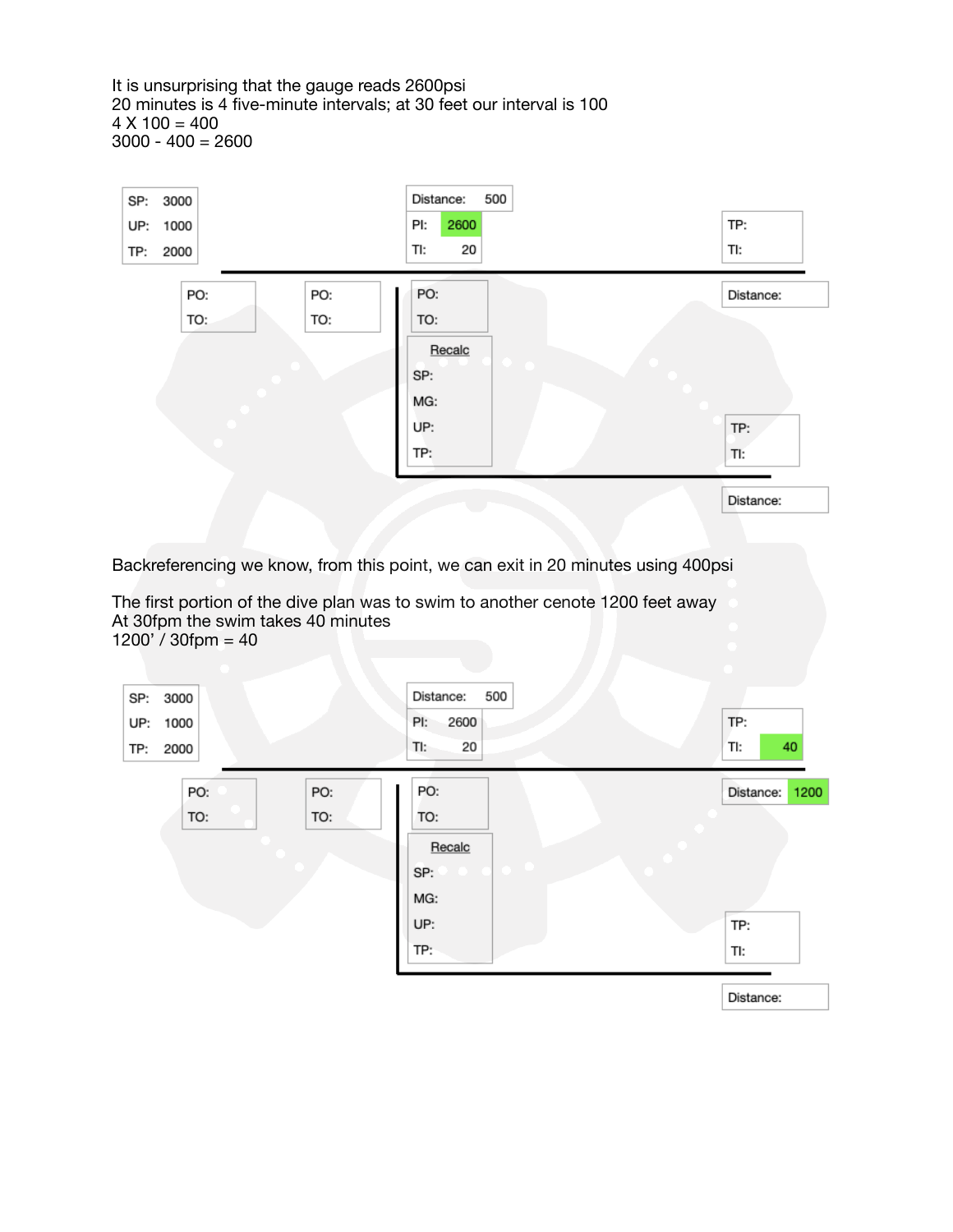It is unsurprising that the gauge reads 2600psi
20 minutes is 4 five-minute intervals; at 30 feet our interval is 100
4 X 100 = 400
3000 - 400 = 2600

SP: 3000
UP: 1000
TP: 2000

Distance: 500
PI: 2600
TI: 20

TP:
TI:

PO:
TO:

PO:
TO:

PO:
TO:

Distance:

Recalc
SP:
MG:
UP:
TP:

TP:
TI:

Distance:

Backreferencing we know, from this point, we can exit in 20 minutes using 400psi

The first portion of the dive plan was to swim to another cenote 1200 feet away
At 30fpm the swim takes 40 minutes
1200' / 30fpm = 40

SP: 3000
UP: 1000
TP: 2000

Distance: 500
PI: 2600
TI: 20

TP:
TI: 40

PO:
TO:

PO:
TO:

PO:
TO:

Distance: 1200

Recalc
SP:
MG:
UP:
TP:

TP:
TI:

Distance: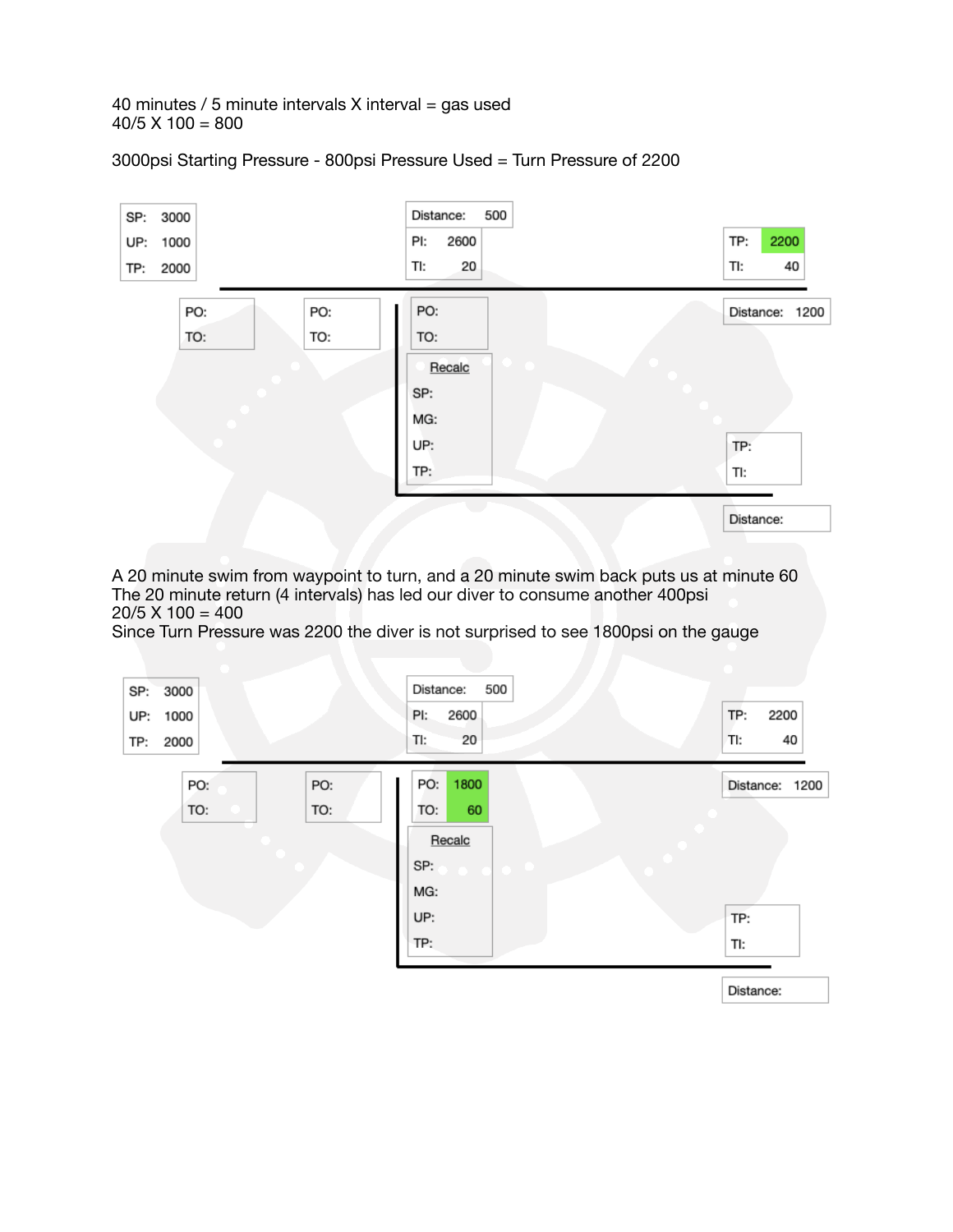40 minutes / 5 minute intervals X interval = gas used
40/5 X 100 = 800

3000psi Starting Pressure - 800psi Pressure Used = Turn Pressure of 2200

SP: 3000
UP: 1000
TP: 2000

Distance: 500
PI: 2600
TI: 20

TP: 2200
TI: 40

PO:
TO:

PO:
TO:

PO:
TO:

Recalc
SP:
MG:
UP:
TP:

Distance: 1200

TP:
TI:

Distance:

A 20 minute swim from waypoint to turn, and a 20 minute swim back puts us at minute 60
The 20 minute return (4 intervals) has led our diver to consume another 400psi
20/5 X 100 = 400
Since Turn Pressure was 2200 the diver is not surprised to see 1800psi on the gauge

SP: 3000
UP: 1000
TP: 2000

Distance: 500
PI: 2600
TI: 20

TP: 2200
TI: 40

PO:
TO:

PO:
TO:

PO: 1800
TO: 60

Recalc
SP:
MG:
UP:
TP:

Distance: 1200

TP:
TI:

Distance: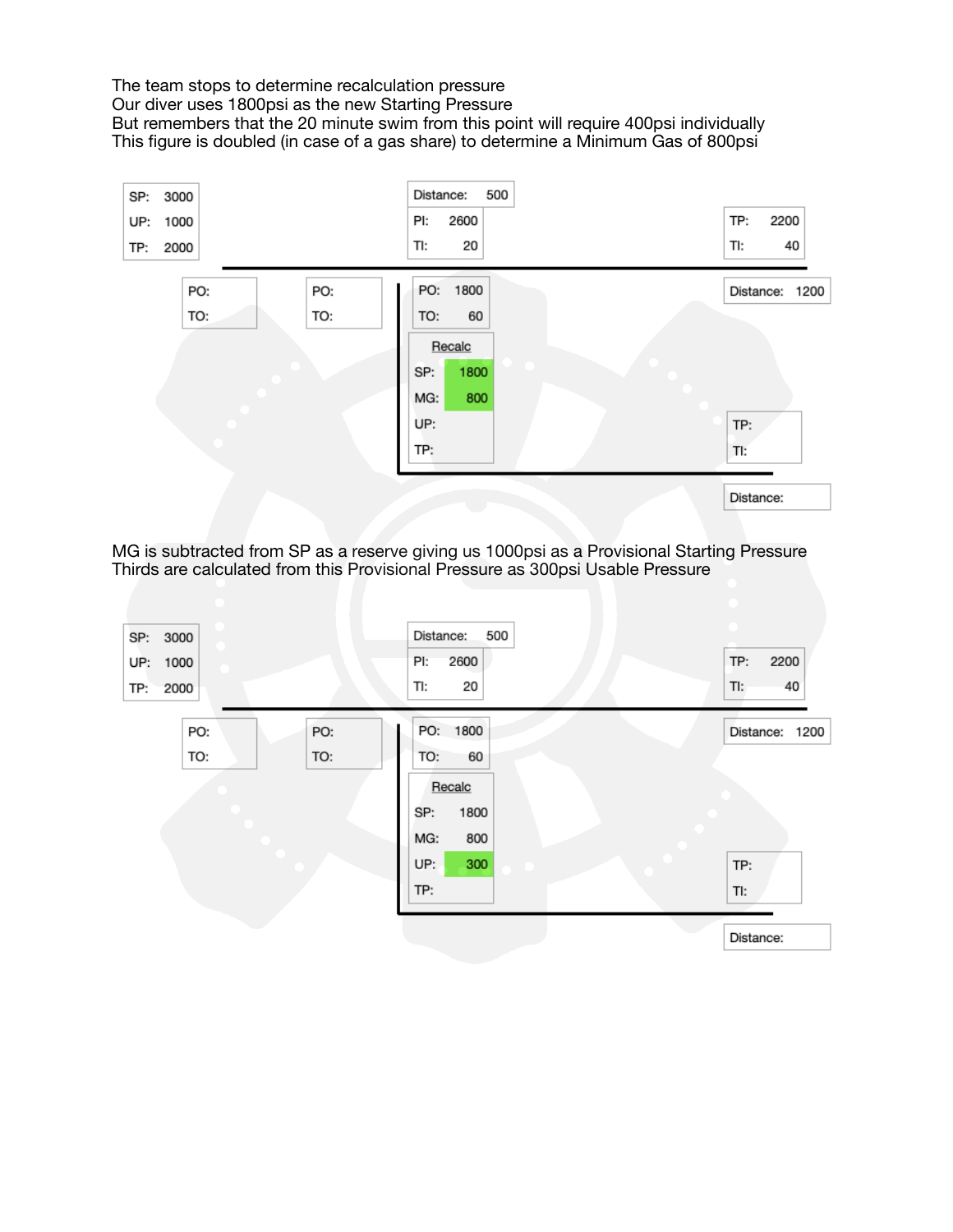The team stops to determine recalculation pressure
Our diver uses 1800psi as the new Starting Pressure
But remembers that the 20 minute swim from this point will require 400psi individually
This figure is doubled (in case of a gas share) to determine a Minimum Gas of 800psi

SP: 3000
UP: 1000
TP: 2000

Distance: 500
PI: 2600
TI: 20

TP: 2200
TI: 40

PO:
TO:

PO:
TO:

PO: 1800
TO: 60

Distance: 1200

Recalc
SP: 1800
MG: 800
UP:
TP:

TP:
TI:

Distance:

MG is subtracted from SP as a reserve giving us 1000psi as a Provisional Starting Pressure
Thirds are calculated from this Provisional Pressure as 300psi Usable Pressure

SP: 3000
UP: 1000
TP: 2000

Distance: 500
PI: 2600
TI: 20

TP: 2200
TI: 40

PO:
TO:

PO:
TO:

PO: 1800
TO: 60

Distance: 1200

Recalc
SP: 1800
MG: 800
UP: 300
TP:

TP:
TI:

Distance: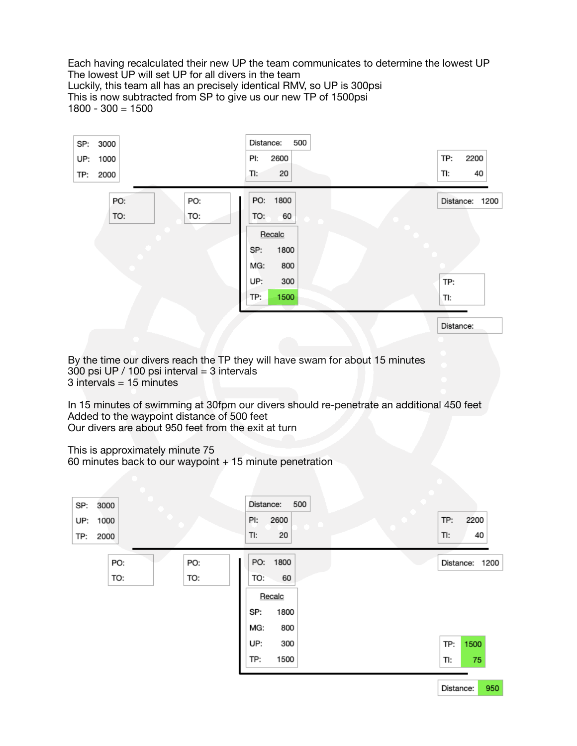Each having recalculated their new UP the team communicates to determine the lowest UP
The lowest UP will set UP for all divers in the team
Luckily, this team all has an precisely identical RMV, so UP is 300psi
This is now subtracted from SP to give us our new TP of 1500psi
1800 - 300 = 1500

| | |
|---|---|
| SP: | 3000 |
| UP: | 1000 |
| TP: | 2000 |

| | |
|---|---|
| Distance: | 500 |
| PI: | 2600 |
| TI: | 20 |

| | |
|---|---|
| TP: | 2200 |
| TI: | 40 |
| Distance: | 1200 |

| | |
|---|---|
| PO: | |
| TO: | |

| | |
|---|---|
| PO: | |
| TO: | |

| | |
|---|---|
| PO: | 1800 |
| TO: | 60 |

| Recalc | |
|---|---|
| SP: | 1800 |
| MG: | 800 |
| UP: | 300 |
| TP: | 1500 |

| | |
|---|---|
| TP: | |
| TI: | |
| Distance: | |

By the time our divers reach the TP they will have swam for about 15 minutes
300 psi UP / 100 psi interval = 3 intervals
3 intervals = 15 minutes

In 15 minutes of swimming at 30fpm our divers should re-penetrate an additional 450 feet
Added to the waypoint distance of 500 feet
Our divers are about 950 feet from the exit at turn

This is approximately minute 75
60 minutes back to our waypoint + 15 minute penetration

| | |
|---|---|
| SP: | 3000 |
| UP: | 1000 |
| TP: | 2000 |

| | |
|---|---|
| Distance: | 500 |
| PI: | 2600 |
| TI: | 20 |

| | |
|---|---|
| TP: | 2200 |
| TI: | 40 |
| Distance: | 1200 |

| | |
|---|---|
| PO: | |
| TO: | |

| | |
|---|---|
| PO: | |
| TO: | |

| | |
|---|---|
| PO: | 1800 |
| TO: | 60 |

| Recalc | |
|---|---|
| SP: | 1800 |
| MG: | 800 |
| UP: | 300 |
| TP: | 1500 |

| | |
|---|---|
| TP: | 1500 |
| TI: | 75 |
| Distance: | 950 |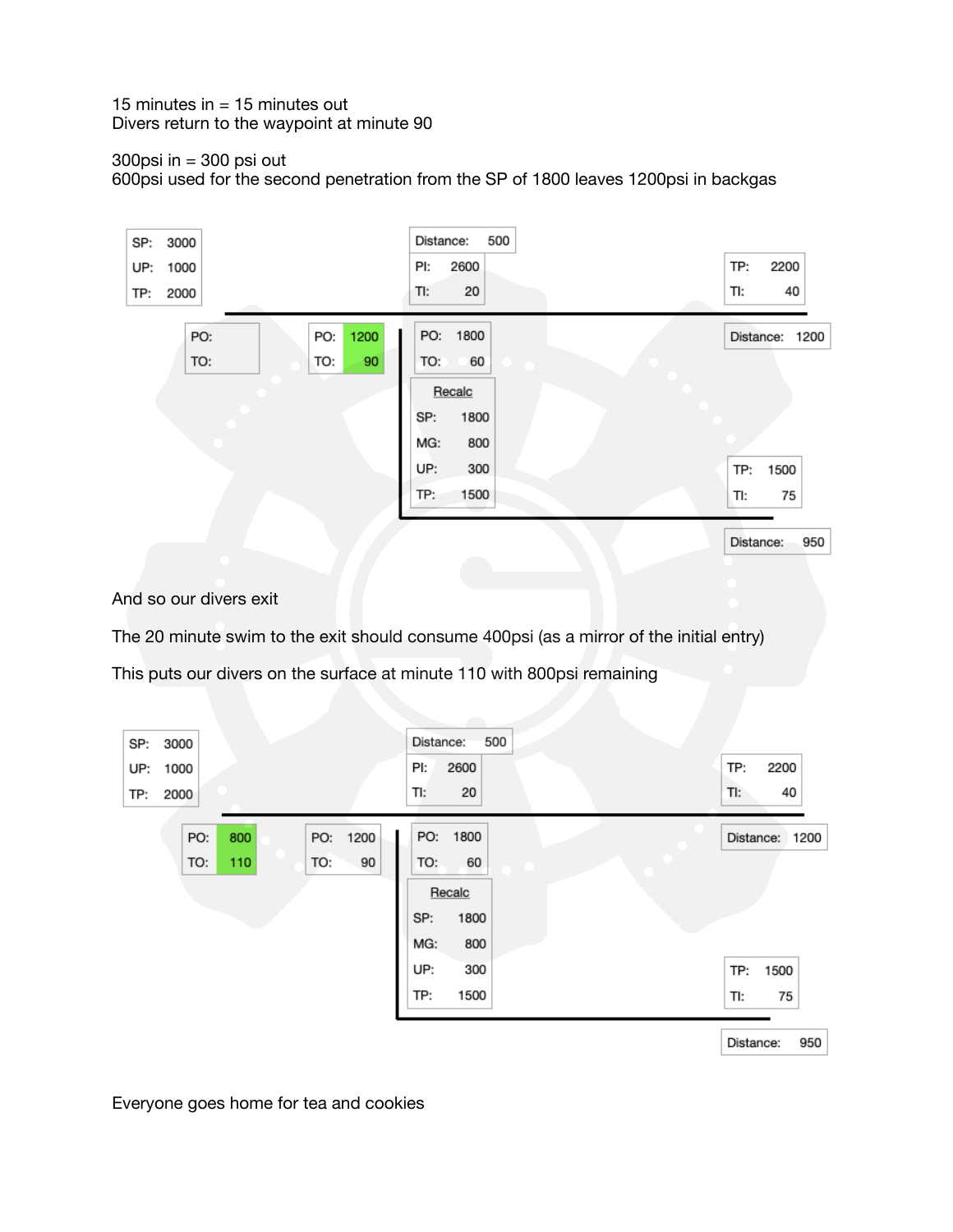15 minutes in = 15 minutes out
Divers return to the waypoint at minute 90

300psi in = 300 psi out
600psi used for the second penetration from the SP of 1800 leaves 1200psi in backgas

SP: 3000
UP: 1000
TP: 2000

Distance: 500
PI: 2600
TI: 20

TP: 2200
TI: 40

PO:
TO:

PO: 1200
TO: 90

PO: 1800
TO: 60

Recalc
SP: 1800
MG: 800
UP: 300
TP: 1500

Distance: 1200

TP: 1500
TI: 75

Distance: 950

And so our divers exit

The 20 minute swim to the exit should consume 400psi (as a mirror of the initial entry)

This puts our divers on the surface at minute 110 with 800psi remaining

SP: 3000
UP: 1000
TP: 2000

Distance: 500
PI: 2600
TI: 20

TP: 2200
TI: 40

PO: 800
TO: 110

PO: 1200
TO: 90

PO: 1800
TO: 60

Recalc
SP: 1800
MG: 800
UP: 300
TP: 1500

Distance: 1200

TP: 1500
TI: 75

Distance: 950

Everyone goes home for tea and cookies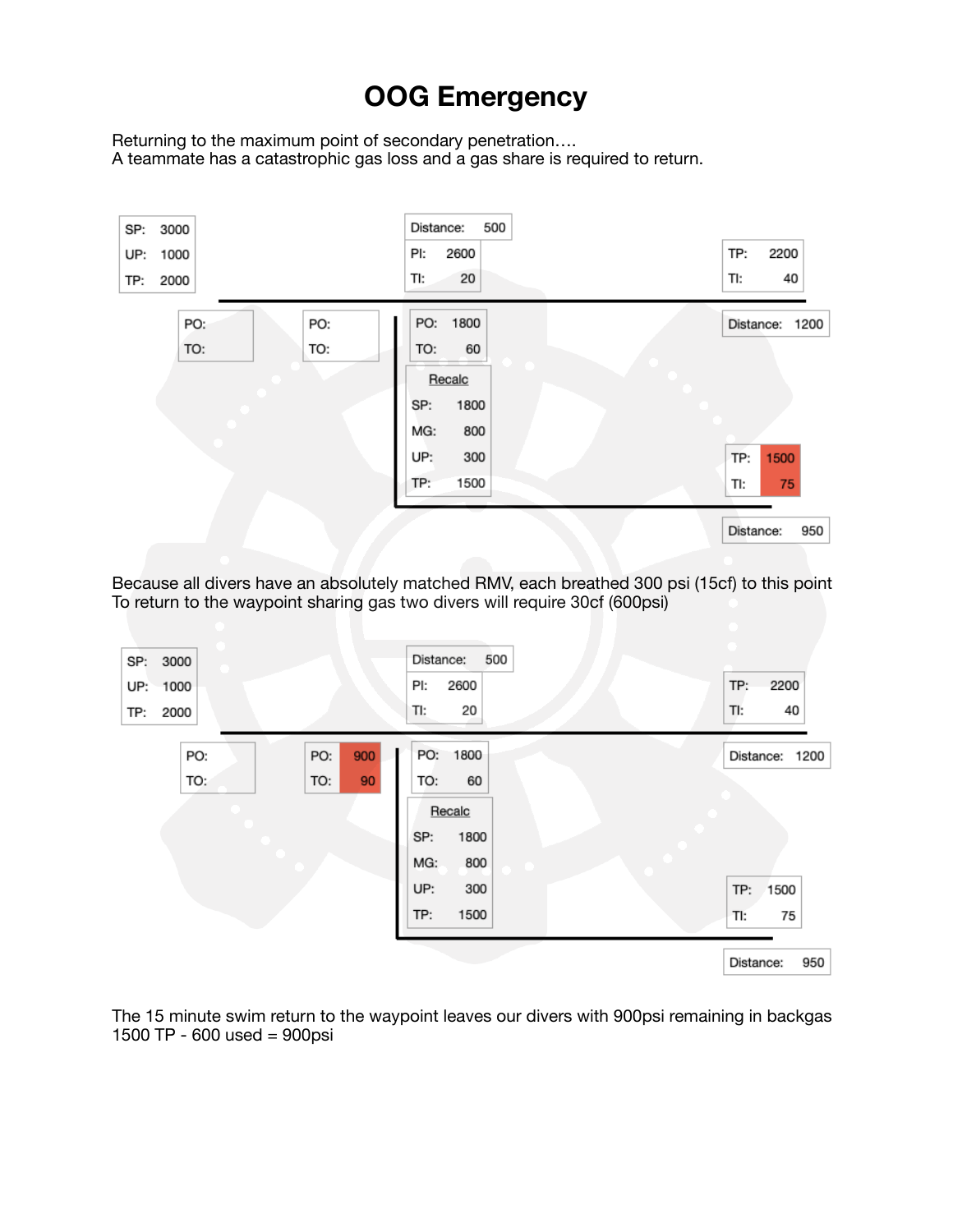# OOG Emergency

Returning to the maximum point of secondary penetration….
A teammate has a catastrophic gas loss and a gas share is required to return.

| SP: | 3000 |
|---|---|
| UP: | 1000 |
| TP: | 2000 |

| Distance: | 500 |
|---|---|
| PI: | 2600 |
| TI: | 20 |

| TP: | 2200 |
|---|---|
| TI: | 40 |

| PO: | |
|---|---|
| TO: | |

| PO: | |
|---|---|
| TO: | |

| PO: | 1800 |
|---|---|
| TO: | 60 |

| Recalc | |
|---|---|
| SP: | 1800 |
| MG: | 800 |
| UP: | 300 |
| TP: | 1500 |

Distance: 1200

| TP: | 1500 |
|---|---|
| TI: | 75 |

Distance: 950

Because all divers have an absolutely matched RMV, each breathed 300 psi (15cf) to this point
To return to the waypoint sharing gas two divers will require 30cf (600psi)

| SP: | 3000 |
|---|---|
| UP: | 1000 |
| TP: | 2000 |

| Distance: | 500 |
|---|---|
| PI: | 2600 |
| TI: | 20 |

| TP: | 2200 |
|---|---|
| TI: | 40 |

| PO: | |
|---|---|
| TO: | |

| PO: | 900 |
|---|---|
| TO: | 90 |

| PO: | 1800 |
|---|---|
| TO: | 60 |

| Recalc | |
|---|---|
| SP: | 1800 |
| MG: | 800 |
| UP: | 300 |
| TP: | 1500 |

Distance: 1200

| TP: | 1500 |
|---|---|
| TI: | 75 |

Distance: 950

The 15 minute swim return to the waypoint leaves our divers with 900psi remaining in backgas
1500 TP - 600 used = 900psi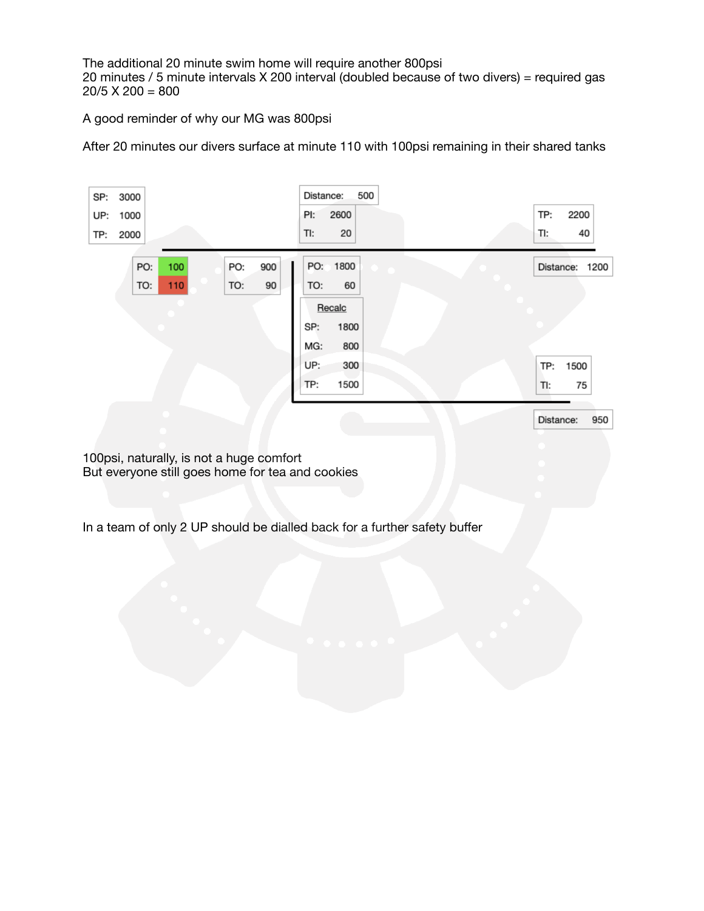The additional 20 minute swim home will require another 800psi
20 minutes / 5 minute intervals X 200 interval (doubled because of two divers) = required gas
20/5 X 200 = 800

A good reminder of why our MG was 800psi

After 20 minutes our divers surface at minute 110 with 100psi remaining in their shared tanks

SP: 3000
UP: 1000
TP: 2000

Distance: 500
PI: 2600
TI: 20

TP: 2200
TI: 40

PO: 100
TO: 110

PO: 900
TO: 90

PO: 1800
TO: 60

Distance: 1200

Recalc
SP: 1800
MG: 800
UP: 300
TP: 1500

TP: 1500
TI: 75

Distance: 950

100psi, naturally, is not a huge comfort
But everyone still goes home for tea and cookies

In a team of only 2 UP should be dialled back for a further safety buffer